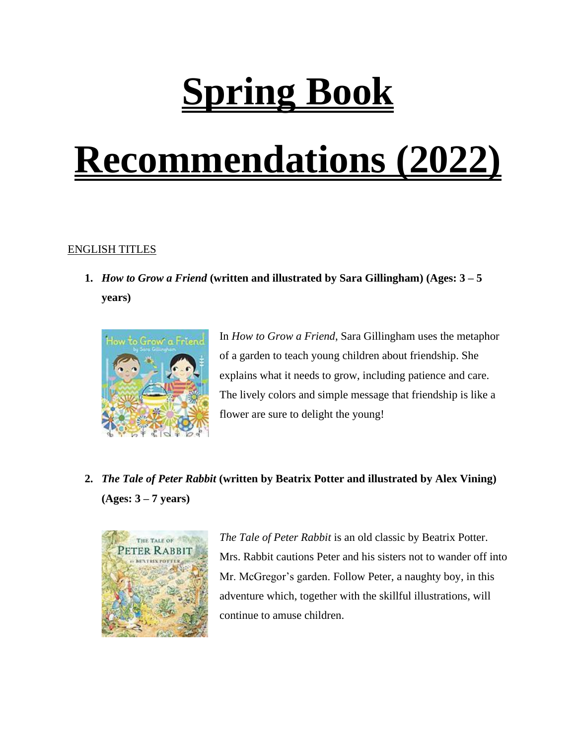# Spring Book Recommendations (2022)

ENGLISH TITLES

1. ***How to Grow a Friend* (written and illustrated by Sara Gillingham) (Ages: 3 – 5 years)**

In *How to Grow a Friend*, Sara Gillingham uses the metaphor of a garden to teach young children about friendship. She explains what it needs to grow, including patience and care. The lively colors and simple message that friendship is like a flower are sure to delight the young!

2. ***The Tale of Peter Rabbit* (written by Beatrix Potter and illustrated by Alex Vining) (Ages: 3 – 7 years)**

*The Tale of Peter Rabbit* is an old classic by Beatrix Potter. Mrs. Rabbit cautions Peter and his sisters not to wander off into Mr. McGregor's garden. Follow Peter, a naughty boy, in this adventure which, together with the skillful illustrations, will continue to amuse children.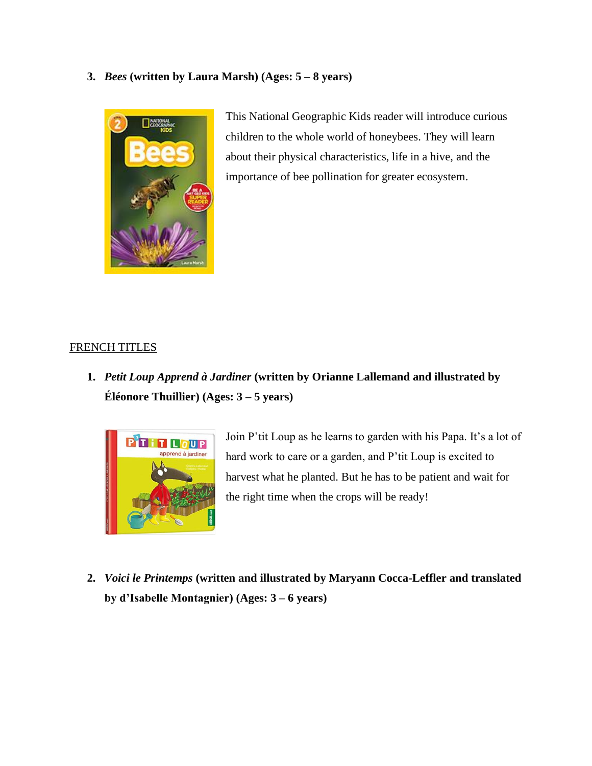3. ***Bees*** **(written by Laura Marsh) (Ages: 5 – 8 years)**

This National Geographic Kids reader will introduce curious children to the whole world of honeybees. They will learn about their physical characteristics, life in a hive, and the importance of bee pollination for greater ecosystem.

<u>FRENCH TITLES</u>

1. ***Petit Loup Apprend à Jardiner*** **(written by Orianne Lallemand and illustrated by Éléonore Thuillier) (Ages: 3 – 5 years)**

Join P'tit Loup as he learns to garden with his Papa. It's a lot of hard work to care or a garden, and P'tit Loup is excited to harvest what he planted. But he has to be patient and wait for the right time when the crops will be ready!

2. ***Voici le Printemps*** **(written and illustrated by Maryann Cocca-Leffler and translated by d'Isabelle Montagnier) (Ages: 3 – 6 years)**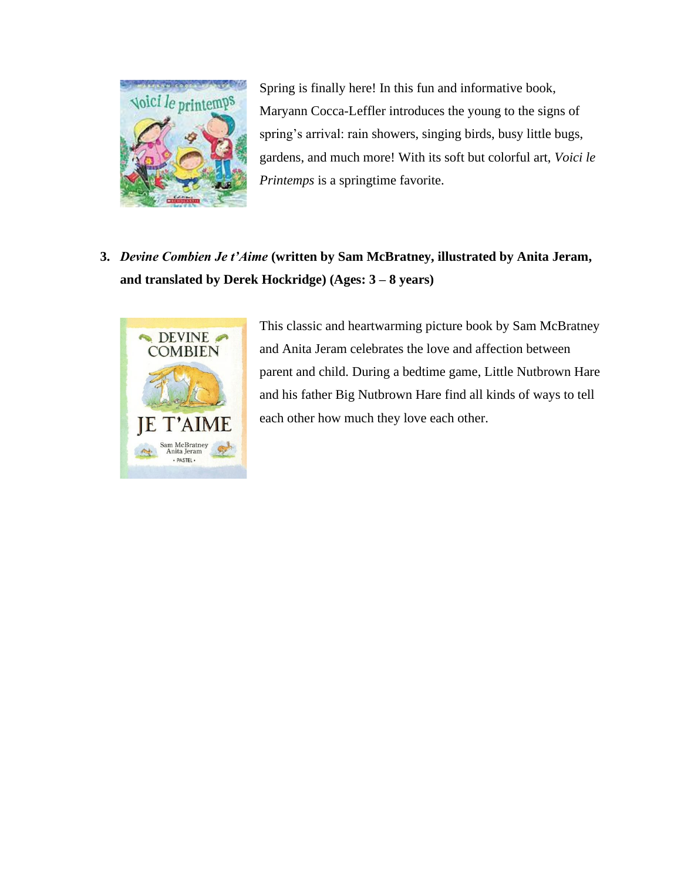Spring is finally here! In this fun and informative book, Maryann Cocca-Leffler introduces the young to the signs of spring's arrival: rain showers, singing birds, busy little bugs, gardens, and much more! With its soft but colorful art, *Voici le Printemps* is a springtime favorite.

3. ***Devine Combien Je t'Aime*** **(written by Sam McBratney, illustrated by Anita Jeram, and translated by Derek Hockridge) (Ages: 3 – 8 years)**

This classic and heartwarming picture book by Sam McBratney and Anita Jeram celebrates the love and affection between parent and child. During a bedtime game, Little Nutbrown Hare and his father Big Nutbrown Hare find all kinds of ways to tell each other how much they love each other.